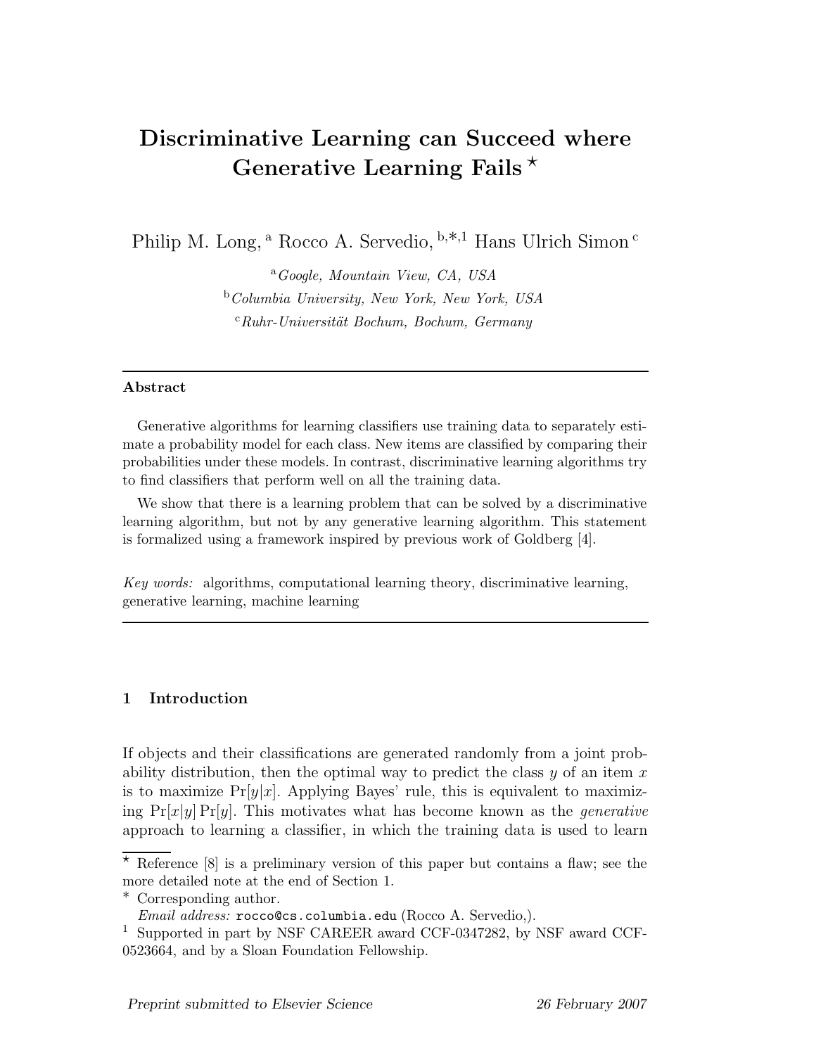# Discriminative Learning can Succeed where Generative Learning Fails [⋆]

Philip M. Long, [a] Rocco A. Servedio, [b,∗,1] Hans Ulrich Simon [c]

[a] *Google, Mountain View, CA, USA*

[b] *Columbia University, New York, New York, USA*

[c] *Ruhr-Universität Bochum, Bochum, Germany*

---

**Abstract**

Generative algorithms for learning classifiers use training data to separately estimate a probability model for each class. New items are classified by comparing their probabilities under these models. In contrast, discriminative learning algorithms try to find classifiers that perform well on all the training data.

We show that there is a learning problem that can be solved by a discriminative learning algorithm, but not by any generative learning algorithm. This statement is formalized using a framework inspired by previous work of Goldberg [4].

*Key words:* algorithms, computational learning theory, discriminative learning, generative learning, machine learning

---

## 1 Introduction

If objects and their classifications are generated randomly from a joint probability distribution, then the optimal way to predict the class $y$ of an item $x$ is to maximize $\Pr[y|x]$. Applying Bayes' rule, this is equivalent to maximizing $\Pr[x|y]\Pr[y]$. This motivates what has become known as the *generative* approach to learning a classifier, in which the training data is used to learn

---

[⋆] Reference [8] is a preliminary version of this paper but contains a flaw; see the more detailed note at the end of Section 1.

[∗] Corresponding author.

*Email address:* `rocco@cs.columbia.edu` (Rocco A. Servedio,).

[1] Supported in part by NSF CAREER award CCF-0347282, by NSF award CCF-0523664, and by a Sloan Foundation Fellowship.

*Preprint submitted to Elsevier Science* 26 February 2007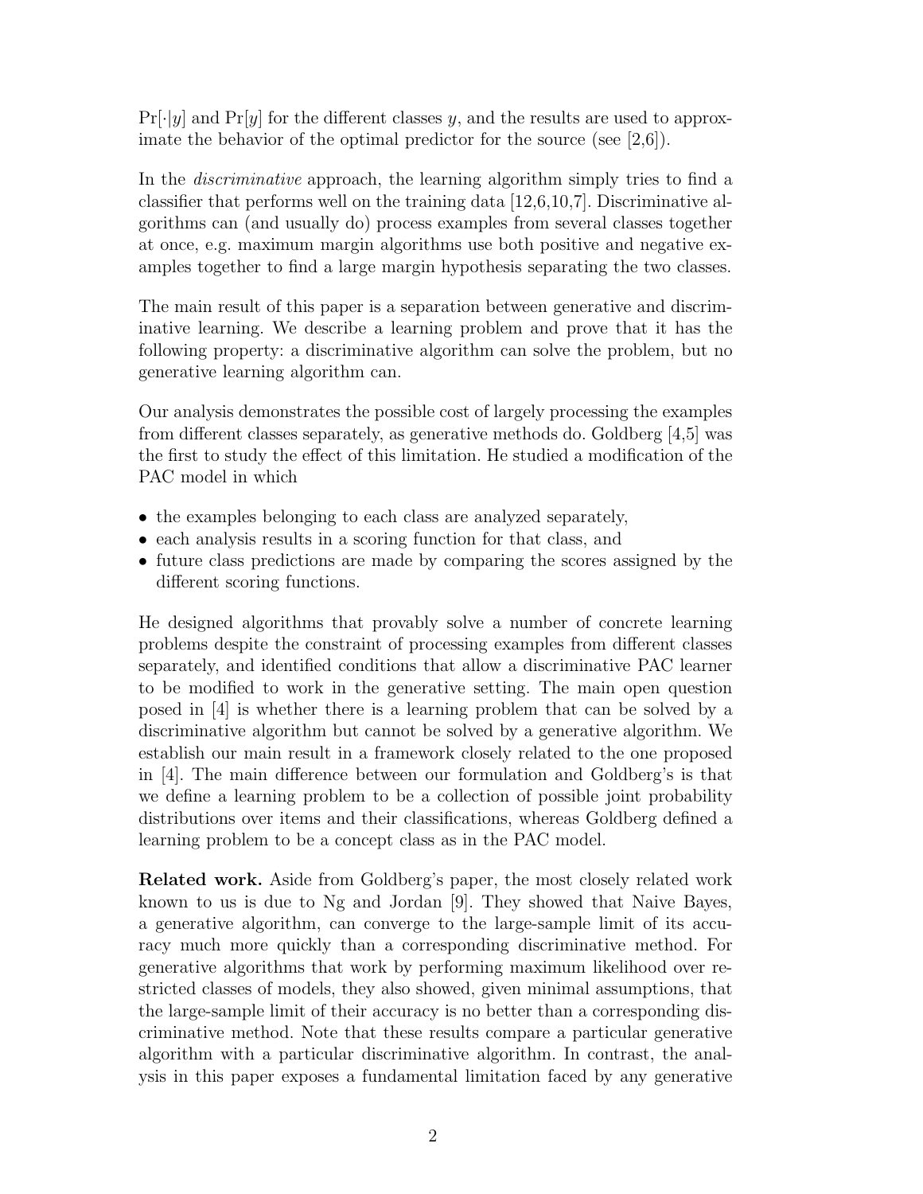$\Pr[\cdot|y]$ and $\Pr[y]$ for the different classes $y$, and the results are used to approximate the behavior of the optimal predictor for the source (see [2,6]).

In the *discriminative* approach, the learning algorithm simply tries to find a classifier that performs well on the training data [12,6,10,7]. Discriminative algorithms can (and usually do) process examples from several classes together at once, e.g. maximum margin algorithms use both positive and negative examples together to find a large margin hypothesis separating the two classes.

The main result of this paper is a separation between generative and discriminative learning. We describe a learning problem and prove that it has the following property: a discriminative algorithm can solve the problem, but no generative learning algorithm can.

Our analysis demonstrates the possible cost of largely processing the examples from different classes separately, as generative methods do. Goldberg [4,5] was the first to study the effect of this limitation. He studied a modification of the PAC model in which

- the examples belonging to each class are analyzed separately,
- each analysis results in a scoring function for that class, and
- future class predictions are made by comparing the scores assigned by the different scoring functions.

He designed algorithms that provably solve a number of concrete learning problems despite the constraint of processing examples from different classes separately, and identified conditions that allow a discriminative PAC learner to be modified to work in the generative setting. The main open question posed in [4] is whether there is a learning problem that can be solved by a discriminative algorithm but cannot be solved by a generative algorithm. We establish our main result in a framework closely related to the one proposed in [4]. The main difference between our formulation and Goldberg's is that we define a learning problem to be a collection of possible joint probability distributions over items and their classifications, whereas Goldberg defined a learning problem to be a concept class as in the PAC model.

**Related work.** Aside from Goldberg's paper, the most closely related work known to us is due to Ng and Jordan [9]. They showed that Naive Bayes, a generative algorithm, can converge to the large-sample limit of its accuracy much more quickly than a corresponding discriminative method. For generative algorithms that work by performing maximum likelihood over restricted classes of models, they also showed, given minimal assumptions, that the large-sample limit of their accuracy is no better than a corresponding discriminative method. Note that these results compare a particular generative algorithm with a particular discriminative algorithm. In contrast, the analysis in this paper exposes a fundamental limitation faced by any generative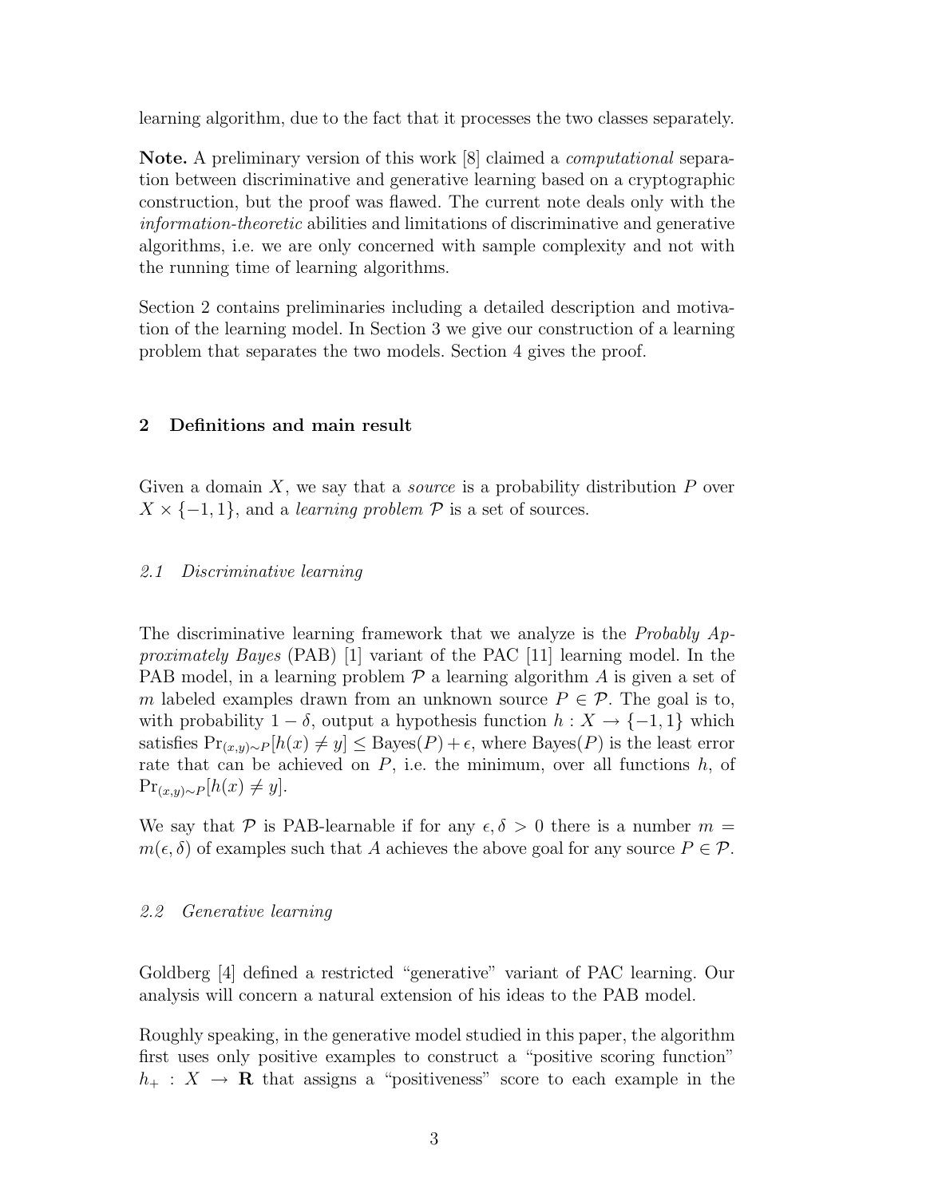learning algorithm, due to the fact that it processes the two classes separately.

**Note.** A preliminary version of this work [8] claimed a *computational* separation between discriminative and generative learning based on a cryptographic construction, but the proof was flawed. The current note deals only with the *information-theoretic* abilities and limitations of discriminative and generative algorithms, i.e. we are only concerned with sample complexity and not with the running time of learning algorithms.

Section 2 contains preliminaries including a detailed description and motivation of the learning model. In Section 3 we give our construction of a learning problem that separates the two models. Section 4 gives the proof.

## 2 Definitions and main result

Given a domain $X$, we say that a *source* is a probability distribution $P$ over $X \times \{-1, 1\}$, and a *learning problem* $\mathcal{P}$ is a set of sources.

### *2.1 Discriminative learning*

The discriminative learning framework that we analyze is the *Probably Approximately Bayes* (PAB) [1] variant of the PAC [11] learning model. In the PAB model, in a learning problem $\mathcal{P}$ a learning algorithm $A$ is given a set of $m$ labeled examples drawn from an unknown source $P \in \mathcal{P}$. The goal is to, with probability $1 - \delta$, output a hypothesis function $h : X \to \{-1, 1\}$ which satisfies $\Pr_{(x,y)\sim P}[h(x) \neq y] \leq \text{Bayes}(P) + \epsilon$, where $\text{Bayes}(P)$ is the least error rate that can be achieved on $P$, i.e. the minimum, over all functions $h$, of $\Pr_{(x,y)\sim P}[h(x) \neq y]$.

We say that $\mathcal{P}$ is PAB-learnable if for any $\epsilon, \delta > 0$ there is a number $m = m(\epsilon, \delta)$ of examples such that $A$ achieves the above goal for any source $P \in \mathcal{P}$.

### *2.2 Generative learning*

Goldberg [4] defined a restricted "generative" variant of PAC learning. Our analysis will concern a natural extension of his ideas to the PAB model.

Roughly speaking, in the generative model studied in this paper, the algorithm first uses only positive examples to construct a "positive scoring function" $h_+ : X \to \mathbf{R}$ that assigns a "positiveness" score to each example in the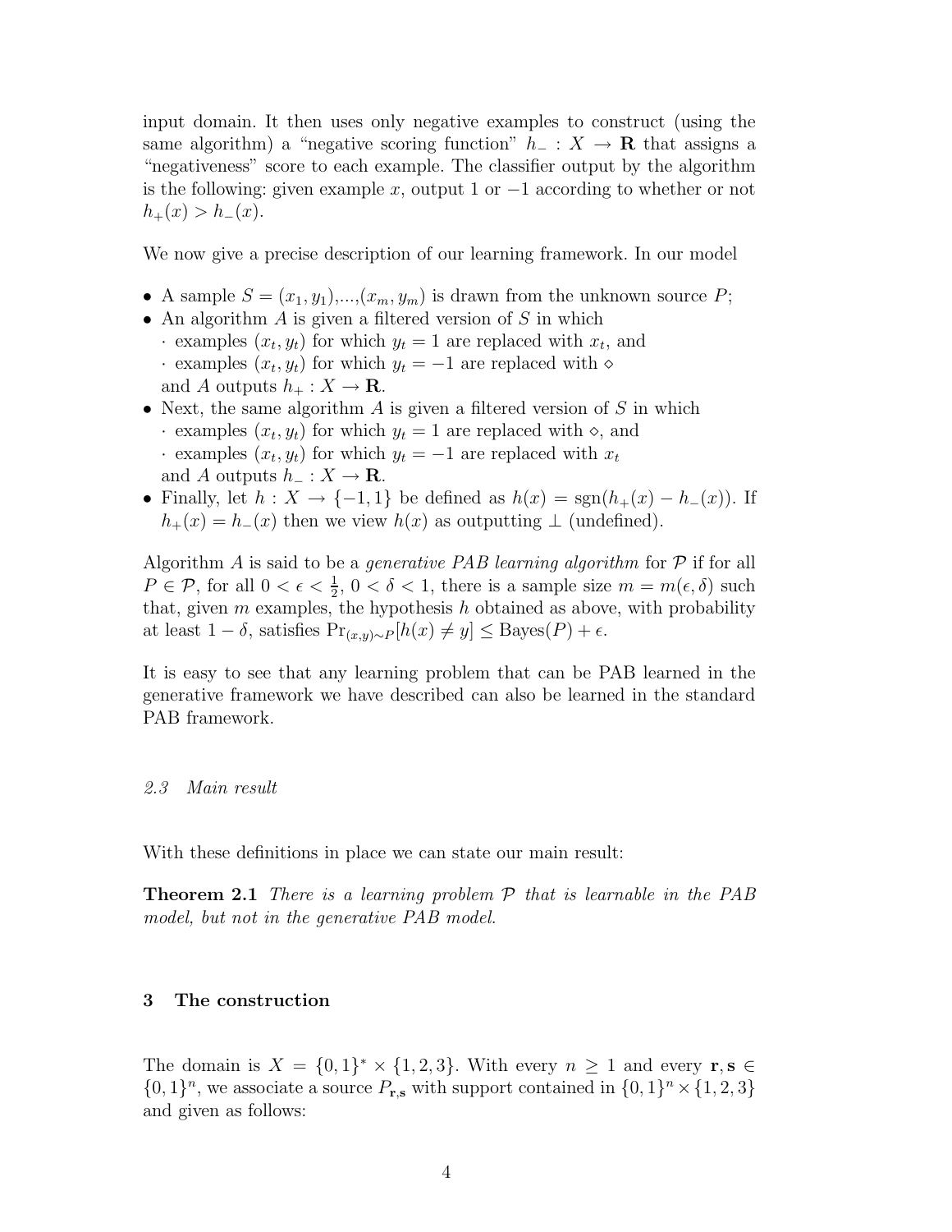input domain. It then uses only negative examples to construct (using the same algorithm) a "negative scoring function" $h_- : X \to \mathbf{R}$ that assigns a "negativeness" score to each example. The classifier output by the algorithm is the following: given example $x$, output 1 or $-1$ according to whether or not $h_+(x) > h_-(x)$.

We now give a precise description of our learning framework. In our model

- A sample $S = (x_1, y_1),...,(x_m, y_m)$ is drawn from the unknown source $P$;
- An algorithm $A$ is given a filtered version of $S$ in which
  · examples $(x_t, y_t)$ for which $y_t = 1$ are replaced with $x_t$, and
  · examples $(x_t, y_t)$ for which $y_t = -1$ are replaced with $\diamond$
  and $A$ outputs $h_+ : X \to \mathbf{R}$.
- Next, the same algorithm $A$ is given a filtered version of $S$ in which
  · examples $(x_t, y_t)$ for which $y_t = 1$ are replaced with $\diamond$, and
  · examples $(x_t, y_t)$ for which $y_t = -1$ are replaced with $x_t$
  and $A$ outputs $h_- : X \to \mathbf{R}$.
- Finally, let $h : X \to \{-1, 1\}$ be defined as $h(x) = \mathrm{sgn}(h_+(x) - h_-(x))$. If $h_+(x) = h_-(x)$ then we view $h(x)$ as outputting $\perp$ (undefined).

Algorithm $A$ is said to be a *generative PAB learning algorithm* for $\mathcal{P}$ if for all $P \in \mathcal{P}$, for all $0 < \epsilon < \frac{1}{2}$, $0 < \delta < 1$, there is a sample size $m = m(\epsilon, \delta)$ such that, given $m$ examples, the hypothesis $h$ obtained as above, with probability at least $1 - \delta$, satisfies $\Pr_{(x,y)\sim P}[h(x) \neq y] \leq \mathrm{Bayes}(P) + \epsilon$.

It is easy to see that any learning problem that can be PAB learned in the generative framework we have described can also be learned in the standard PAB framework.

### 2.3 Main result

With these definitions in place we can state our main result:

**Theorem 2.1** *There is a learning problem $\mathcal{P}$ that is learnable in the PAB model, but not in the generative PAB model.*

## 3 The construction

The domain is $X = \{0, 1\}^* \times \{1, 2, 3\}$. With every $n \geq 1$ and every $\mathbf{r}, \mathbf{s} \in \{0, 1\}^n$, we associate a source $P_{\mathbf{r},\mathbf{s}}$ with support contained in $\{0, 1\}^n \times \{1, 2, 3\}$ and given as follows: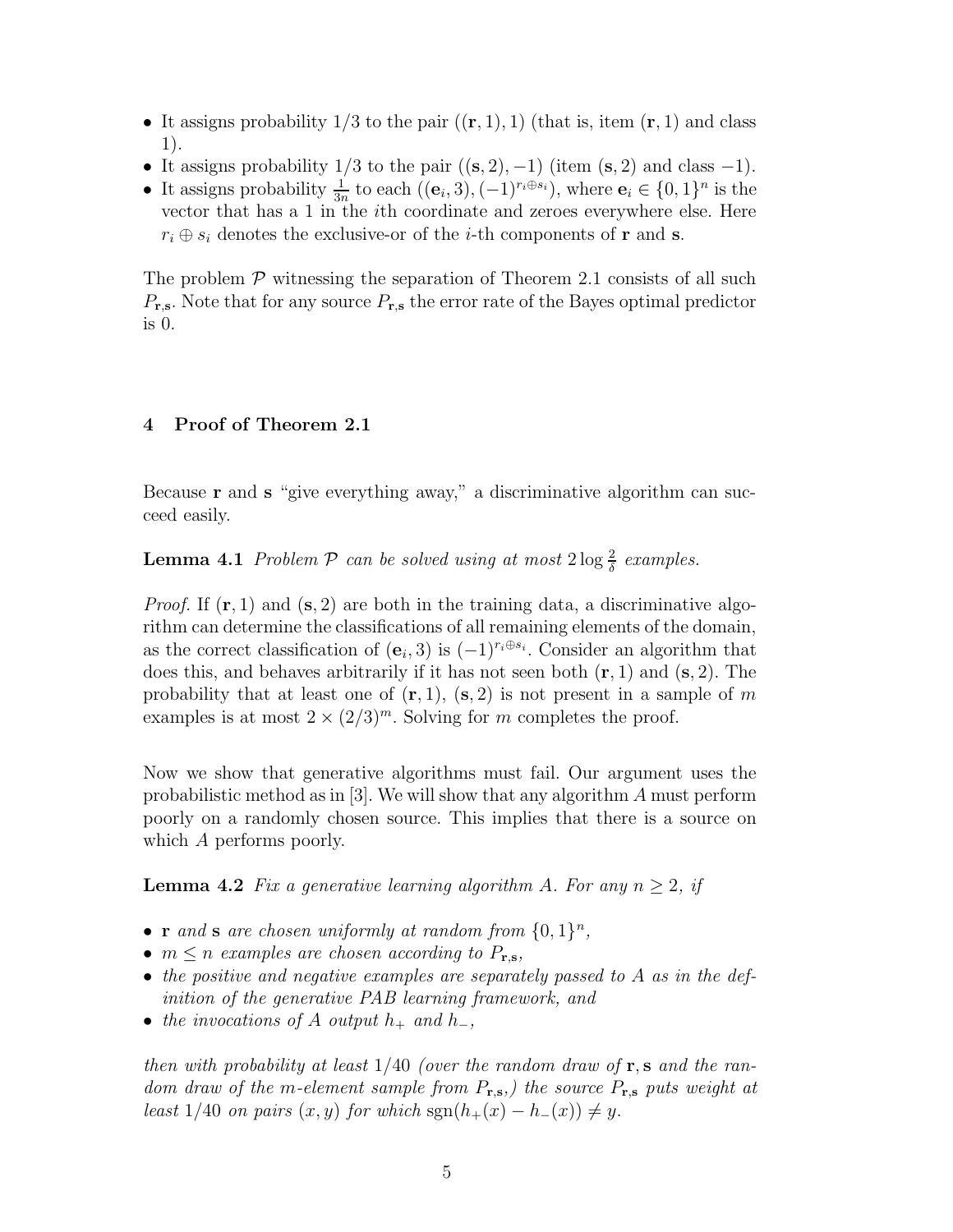- It assigns probability 1/3 to the pair $((\mathbf{r}, 1), 1)$ (that is, item $(\mathbf{r}, 1)$ and class 1).
- It assigns probability 1/3 to the pair $((\mathbf{s}, 2), -1)$ (item $(\mathbf{s}, 2)$ and class $-1$).
- It assigns probability $\frac{1}{3n}$ to each $((\mathbf{e}_i, 3), (-1)^{r_i \oplus s_i})$, where $\mathbf{e}_i \in \{0,1\}^n$ is the vector that has a 1 in the $i$th coordinate and zeroes everywhere else. Here $r_i \oplus s_i$ denotes the exclusive-or of the $i$-th components of $\mathbf{r}$ and $\mathbf{s}$.

The problem $\mathcal{P}$ witnessing the separation of Theorem 2.1 consists of all such $P_{\mathbf{r},\mathbf{s}}$. Note that for any source $P_{\mathbf{r},\mathbf{s}}$ the error rate of the Bayes optimal predictor is 0.

## 4 Proof of Theorem 2.1

Because $\mathbf{r}$ and $\mathbf{s}$ "give everything away," a discriminative algorithm can succeed easily.

**Lemma 4.1** *Problem $\mathcal{P}$ can be solved using at most $2 \log \frac{2}{\delta}$ examples.*

*Proof.* If $(\mathbf{r}, 1)$ and $(\mathbf{s}, 2)$ are both in the training data, a discriminative algorithm can determine the classifications of all remaining elements of the domain, as the correct classification of $(\mathbf{e}_i, 3)$ is $(-1)^{r_i \oplus s_i}$. Consider an algorithm that does this, and behaves arbitrarily if it has not seen both $(\mathbf{r}, 1)$ and $(\mathbf{s}, 2)$. The probability that at least one of $(\mathbf{r}, 1)$, $(\mathbf{s}, 2)$ is not present in a sample of $m$ examples is at most $2 \times (2/3)^m$. Solving for $m$ completes the proof.

Now we show that generative algorithms must fail. Our argument uses the probabilistic method as in [3]. We will show that any algorithm $A$ must perform poorly on a randomly chosen source. This implies that there is a source on which $A$ performs poorly.

**Lemma 4.2** *Fix a generative learning algorithm $A$. For any $n \geq 2$, if*

- *$\mathbf{r}$ and $\mathbf{s}$ are chosen uniformly at random from $\{0,1\}^n$,*
- *$m \leq n$ examples are chosen according to $P_{\mathbf{r},\mathbf{s}}$,*
- *the positive and negative examples are separately passed to $A$ as in the definition of the generative PAB learning framework, and*
- *the invocations of $A$ output $h_+$ and $h_-$,*

*then with probability at least 1/40 (over the random draw of $\mathbf{r}, \mathbf{s}$ and the random draw of the $m$-element sample from $P_{\mathbf{r},\mathbf{s}}$,) the source $P_{\mathbf{r},\mathbf{s}}$ puts weight at least 1/40 on pairs $(x, y)$ for which $\operatorname{sgn}(h_+(x) - h_-(x)) \neq y$.*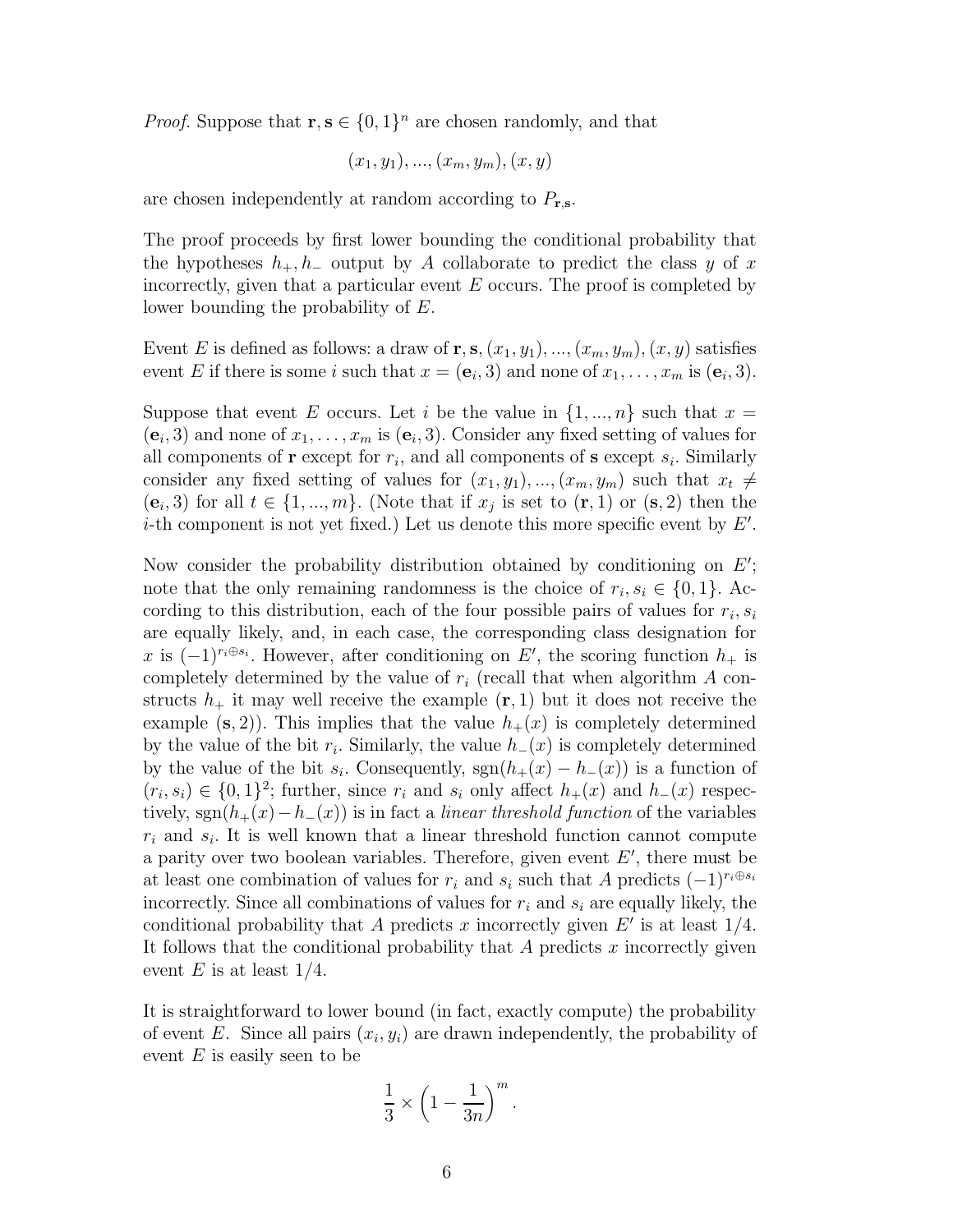*Proof.* Suppose that $\mathbf{r}, \mathbf{s} \in \{0,1\}^n$ are chosen randomly, and that

$$(x_1, y_1), ..., (x_m, y_m), (x, y)$$

are chosen independently at random according to $P_{\mathbf{r},\mathbf{s}}$.

The proof proceeds by first lower bounding the conditional probability that the hypotheses $h_+, h_-$ output by $A$ collaborate to predict the class $y$ of $x$ incorrectly, given that a particular event $E$ occurs. The proof is completed by lower bounding the probability of $E$.

Event $E$ is defined as follows: a draw of $\mathbf{r}, \mathbf{s}, (x_1, y_1), ..., (x_m, y_m), (x, y)$ satisfies event $E$ if there is some $i$ such that $x = (\mathbf{e}_i, 3)$ and none of $x_1, \ldots, x_m$ is $(\mathbf{e}_i, 3)$.

Suppose that event $E$ occurs. Let $i$ be the value in $\{1, ..., n\}$ such that $x = (\mathbf{e}_i, 3)$ and none of $x_1, \ldots, x_m$ is $(\mathbf{e}_i, 3)$. Consider any fixed setting of values for all components of $\mathbf{r}$ except for $r_i$, and all components of $\mathbf{s}$ except $s_i$. Similarly consider any fixed setting of values for $(x_1, y_1), ..., (x_m, y_m)$ such that $x_t \neq (\mathbf{e}_i, 3)$ for all $t \in \{1, ..., m\}$. (Note that if $x_j$ is set to $(\mathbf{r}, 1)$ or $(\mathbf{s}, 2)$ then the $i$-th component is not yet fixed.) Let us denote this more specific event by $E'$.

Now consider the probability distribution obtained by conditioning on $E'$; note that the only remaining randomness is the choice of $r_i, s_i \in \{0, 1\}$. According to this distribution, each of the four possible pairs of values for $r_i, s_i$ are equally likely, and, in each case, the corresponding class designation for $x$ is $(-1)^{r_i \oplus s_i}$. However, after conditioning on $E'$, the scoring function $h_+$ is completely determined by the value of $r_i$ (recall that when algorithm $A$ constructs $h_+$ it may well receive the example $(\mathbf{r}, 1)$ but it does not receive the example $(\mathbf{s}, 2)$). This implies that the value $h_+(x)$ is completely determined by the value of the bit $r_i$. Similarly, the value $h_-(x)$ is completely determined by the value of the bit $s_i$. Consequently, $\text{sgn}(h_+(x) - h_-(x))$ is a function of $(r_i, s_i) \in \{0, 1\}^2$; further, since $r_i$ and $s_i$ only affect $h_+(x)$ and $h_-(x)$ respectively, $\text{sgn}(h_+(x) - h_-(x))$ is in fact a *linear threshold function* of the variables $r_i$ and $s_i$. It is well known that a linear threshold function cannot compute a parity over two boolean variables. Therefore, given event $E'$, there must be at least one combination of values for $r_i$ and $s_i$ such that $A$ predicts $(-1)^{r_i \oplus s_i}$ incorrectly. Since all combinations of values for $r_i$ and $s_i$ are equally likely, the conditional probability that $A$ predicts $x$ incorrectly given $E'$ is at least $1/4$. It follows that the conditional probability that $A$ predicts $x$ incorrectly given event $E$ is at least $1/4$.

It is straightforward to lower bound (in fact, exactly compute) the probability of event $E$. Since all pairs $(x_i, y_i)$ are drawn independently, the probability of event $E$ is easily seen to be

$$\frac{1}{3} \times \left(1 - \frac{1}{3n}\right)^m.$$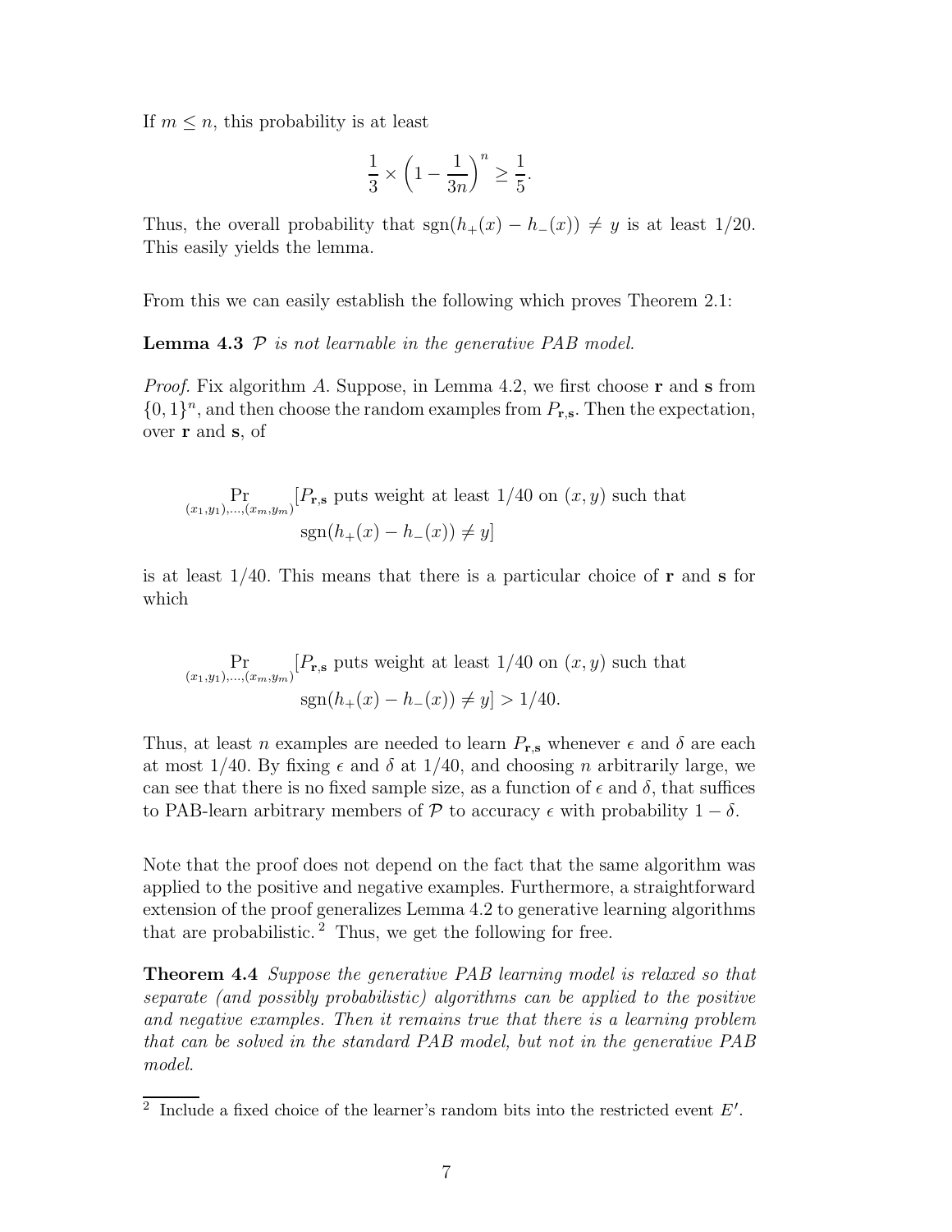If $m \leq n$, this probability is at least

$$\frac{1}{3} \times \left(1 - \frac{1}{3n}\right)^n \geq \frac{1}{5}.$$

Thus, the overall probability that $\text{sgn}(h_+(x) - h_-(x)) \neq y$ is at least 1/20. This easily yields the lemma.

From this we can easily establish the following which proves Theorem 2.1:

**Lemma 4.3** *$\mathcal{P}$ is not learnable in the generative PAB model.*

*Proof.* Fix algorithm $A$. Suppose, in Lemma 4.2, we first choose $\mathbf{r}$ and $\mathbf{s}$ from $\{0,1\}^n$, and then choose the random examples from $P_{\mathbf{r},\mathbf{s}}$. Then the expectation, over $\mathbf{r}$ and $\mathbf{s}$, of

$$\Pr_{(x_1,y_1),\ldots,(x_m,y_m)}[P_{\mathbf{r},\mathbf{s}} \text{ puts weight at least } 1/40 \text{ on } (x,y) \text{ such that } \text{sgn}(h_+(x) - h_-(x)) \neq y]$$

is at least 1/40. This means that there is a particular choice of $\mathbf{r}$ and $\mathbf{s}$ for which

$$\Pr_{(x_1,y_1),\ldots,(x_m,y_m)}[P_{\mathbf{r},\mathbf{s}} \text{ puts weight at least } 1/40 \text{ on } (x,y) \text{ such that } \text{sgn}(h_+(x) - h_-(x)) \neq y] > 1/40.$$

Thus, at least $n$ examples are needed to learn $P_{\mathbf{r},\mathbf{s}}$ whenever $\epsilon$ and $\delta$ are each at most 1/40. By fixing $\epsilon$ and $\delta$ at 1/40, and choosing $n$ arbitrarily large, we can see that there is no fixed sample size, as a function of $\epsilon$ and $\delta$, that suffices to PAB-learn arbitrary members of $\mathcal{P}$ to accuracy $\epsilon$ with probability $1 - \delta$.

Note that the proof does not depend on the fact that the same algorithm was applied to the positive and negative examples. Furthermore, a straightforward extension of the proof generalizes Lemma 4.2 to generative learning algorithms that are probabilistic.[2] Thus, we get the following for free.

**Theorem 4.4** *Suppose the generative PAB learning model is relaxed so that separate (and possibly probabilistic) algorithms can be applied to the positive and negative examples. Then it remains true that there is a learning problem that can be solved in the standard PAB model, but not in the generative PAB model.*

[2] Include a fixed choice of the learner's random bits into the restricted event $E'$.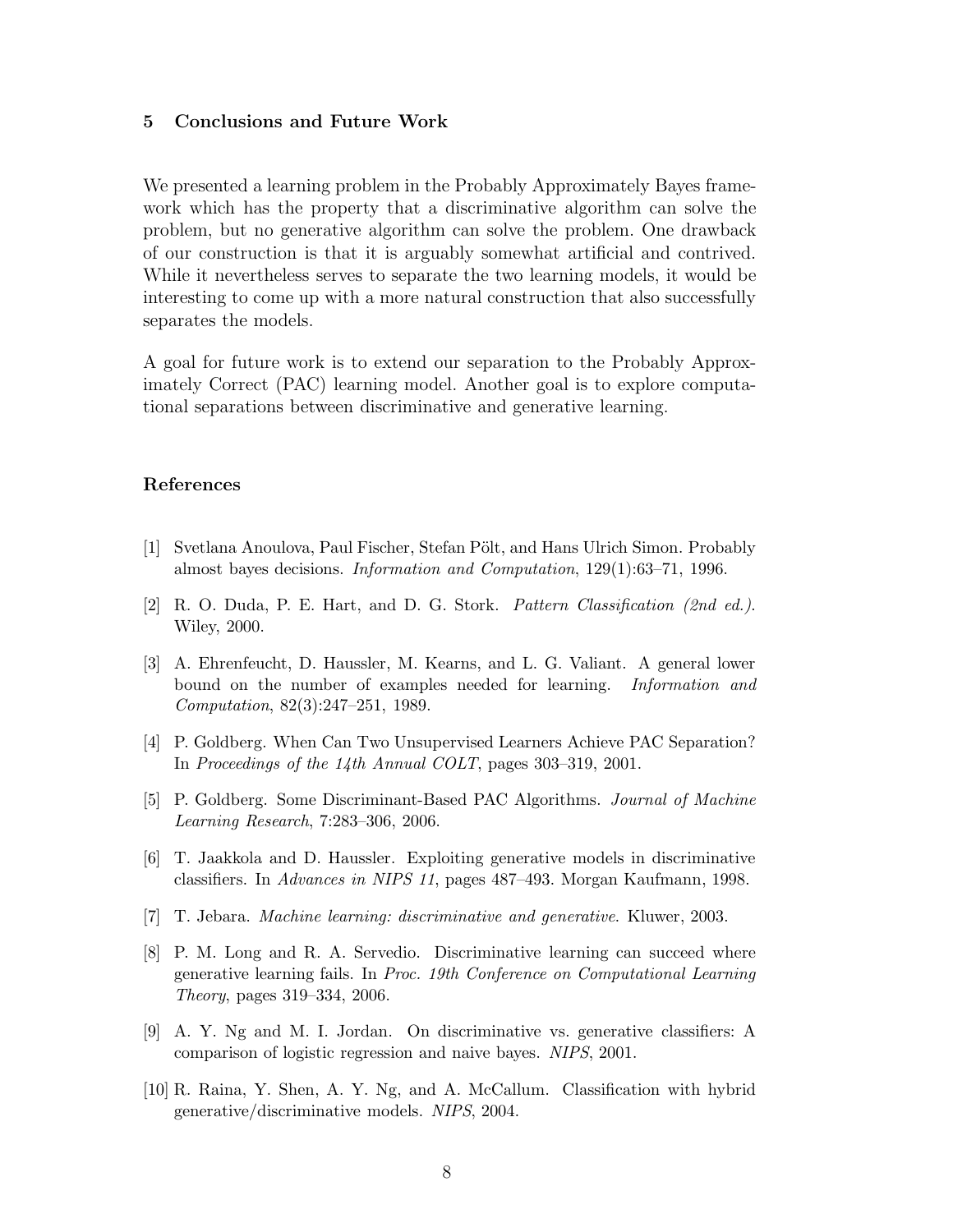## 5 Conclusions and Future Work

We presented a learning problem in the Probably Approximately Bayes framework which has the property that a discriminative algorithm can solve the problem, but no generative algorithm can solve the problem. One drawback of our construction is that it is arguably somewhat artificial and contrived. While it nevertheless serves to separate the two learning models, it would be interesting to come up with a more natural construction that also successfully separates the models.

A goal for future work is to extend our separation to the Probably Approximately Correct (PAC) learning model. Another goal is to explore computational separations between discriminative and generative learning.

## References

[1] Svetlana Anoulova, Paul Fischer, Stefan Pölt, and Hans Ulrich Simon. Probably almost bayes decisions. *Information and Computation*, 129(1):63–71, 1996.

[2] R. O. Duda, P. E. Hart, and D. G. Stork. *Pattern Classification (2nd ed.)*. Wiley, 2000.

[3] A. Ehrenfeucht, D. Haussler, M. Kearns, and L. G. Valiant. A general lower bound on the number of examples needed for learning. *Information and Computation*, 82(3):247–251, 1989.

[4] P. Goldberg. When Can Two Unsupervised Learners Achieve PAC Separation? In *Proceedings of the 14th Annual COLT*, pages 303–319, 2001.

[5] P. Goldberg. Some Discriminant-Based PAC Algorithms. *Journal of Machine Learning Research*, 7:283–306, 2006.

[6] T. Jaakkola and D. Haussler. Exploiting generative models in discriminative classifiers. In *Advances in NIPS 11*, pages 487–493. Morgan Kaufmann, 1998.

[7] T. Jebara. *Machine learning: discriminative and generative*. Kluwer, 2003.

[8] P. M. Long and R. A. Servedio. Discriminative learning can succeed where generative learning fails. In *Proc. 19th Conference on Computational Learning Theory*, pages 319–334, 2006.

[9] A. Y. Ng and M. I. Jordan. On discriminative vs. generative classifiers: A comparison of logistic regression and naive bayes. *NIPS*, 2001.

[10] R. Raina, Y. Shen, A. Y. Ng, and A. McCallum. Classification with hybrid generative/discriminative models. *NIPS*, 2004.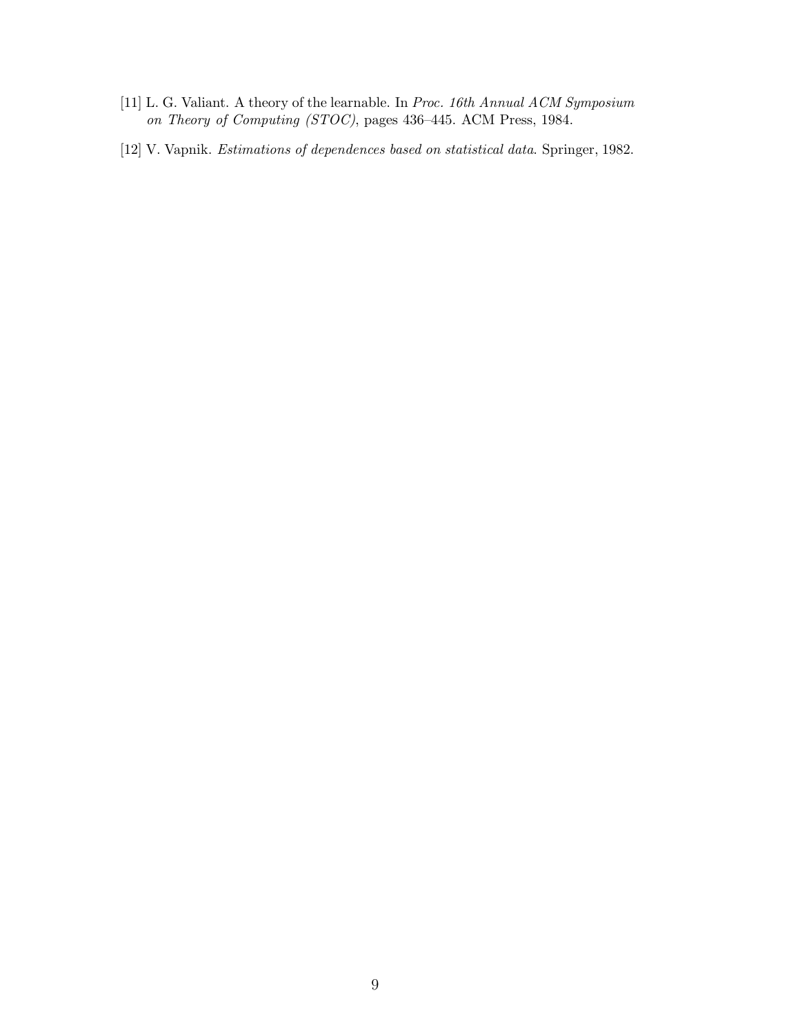[11] L. G. Valiant. A theory of the learnable. In *Proc. 16th Annual ACM Symposium on Theory of Computing (STOC)*, pages 436–445. ACM Press, 1984.

[12] V. Vapnik. *Estimations of dependences based on statistical data*. Springer, 1982.